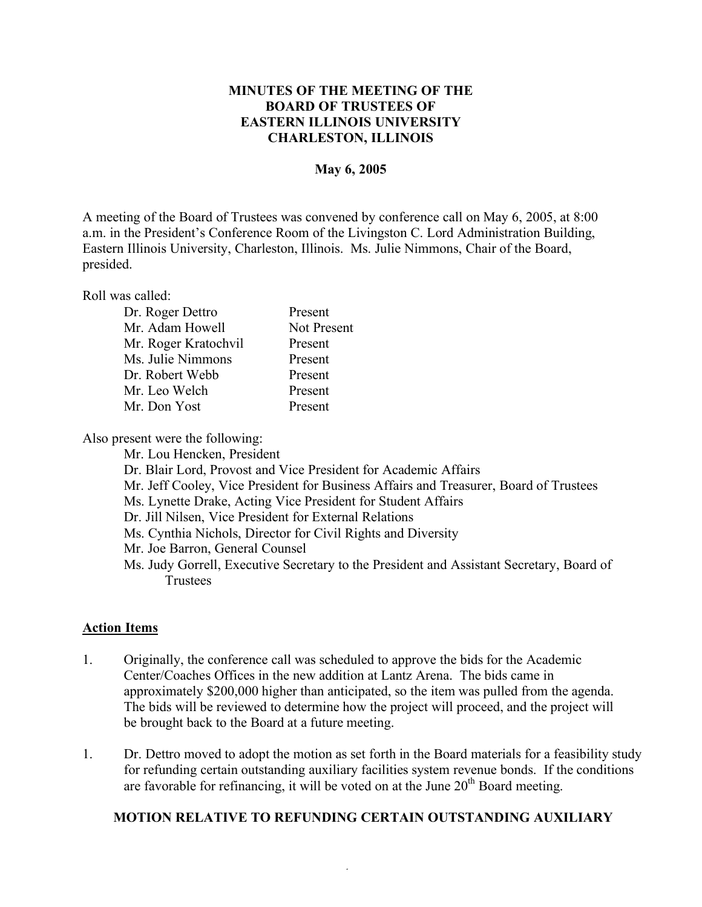**MINUTES OF THE MEETING OF THE**
**BOARD OF TRUSTEES OF**
**EASTERN ILLINOIS UNIVERSITY**
**CHARLESTON, ILLINOIS**

**May 6, 2005**

A meeting of the Board of Trustees was convened by conference call on May 6, 2005, at 8:00 a.m. in the President's Conference Room of the Livingston C. Lord Administration Building, Eastern Illinois University, Charleston, Illinois. Ms. Julie Nimmons, Chair of the Board, presided.

Roll was called:

| | |
|---|---|
| Dr. Roger Dettro | Present |
| Mr. Adam Howell | Not Present |
| Mr. Roger Kratochvil | Present |
| Ms. Julie Nimmons | Present |
| Dr. Robert Webb | Present |
| Mr. Leo Welch | Present |
| Mr. Don Yost | Present |

Also present were the following:

- Mr. Lou Hencken, President
- Dr. Blair Lord, Provost and Vice President for Academic Affairs
- Mr. Jeff Cooley, Vice President for Business Affairs and Treasurer, Board of Trustees
- Ms. Lynette Drake, Acting Vice President for Student Affairs
- Dr. Jill Nilsen, Vice President for External Relations
- Ms. Cynthia Nichols, Director for Civil Rights and Diversity
- Mr. Joe Barron, General Counsel
- Ms. Judy Gorrell, Executive Secretary to the President and Assistant Secretary, Board of Trustees

## Action Items

1. Originally, the conference call was scheduled to approve the bids for the Academic Center/Coaches Offices in the new addition at Lantz Arena. The bids came in approximately $200,000 higher than anticipated, so the item was pulled from the agenda. The bids will be reviewed to determine how the project will proceed, and the project will be brought back to the Board at a future meeting.

1. Dr. Dettro moved to adopt the motion as set forth in the Board materials for a feasibility study for refunding certain outstanding auxiliary facilities system revenue bonds. If the conditions are favorable for refinancing, it will be voted on at the June 20th Board meeting.

**MOTION RELATIVE TO REFUNDING CERTAIN OUTSTANDING AUXILIARY**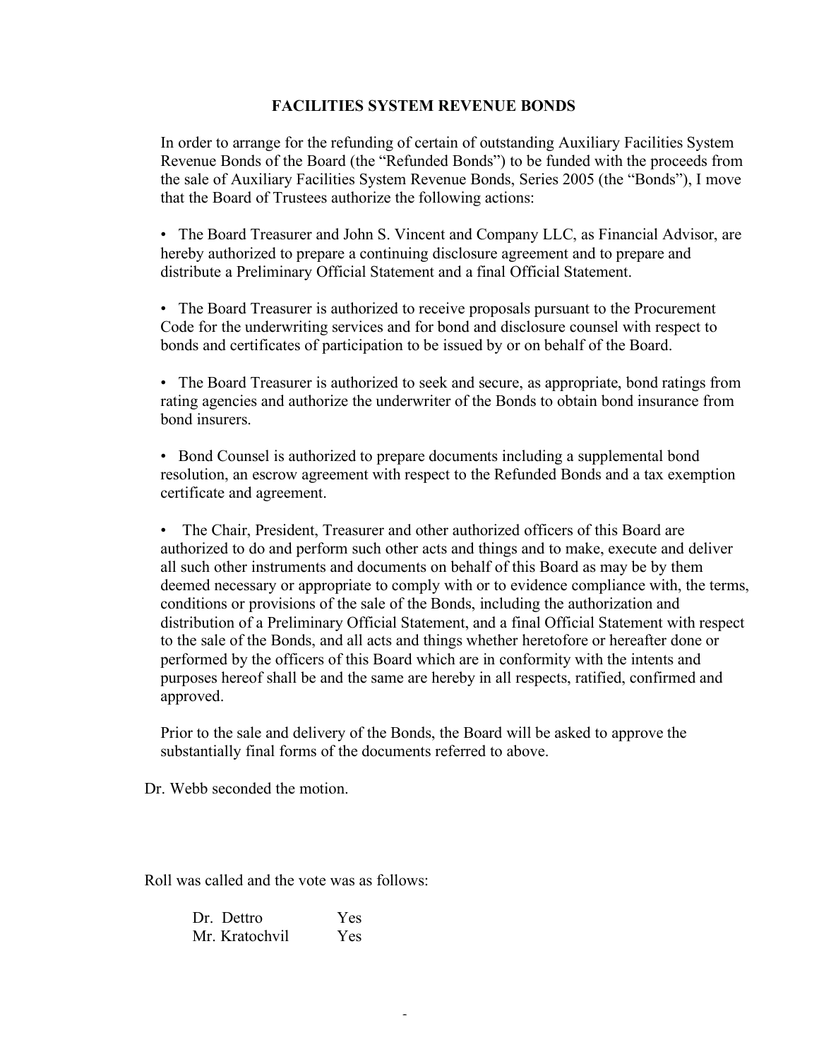**FACILITIES SYSTEM REVENUE BONDS**

In order to arrange for the refunding of certain of outstanding Auxiliary Facilities System Revenue Bonds of the Board (the "Refunded Bonds") to be funded with the proceeds from the sale of Auxiliary Facilities System Revenue Bonds, Series 2005 (the "Bonds"), I move that the Board of Trustees authorize the following actions:

- The Board Treasurer and John S. Vincent and Company LLC, as Financial Advisor, are hereby authorized to prepare a continuing disclosure agreement and to prepare and distribute a Preliminary Official Statement and a final Official Statement.

- The Board Treasurer is authorized to receive proposals pursuant to the Procurement Code for the underwriting services and for bond and disclosure counsel with respect to bonds and certificates of participation to be issued by or on behalf of the Board.

- The Board Treasurer is authorized to seek and secure, as appropriate, bond ratings from rating agencies and authorize the underwriter of the Bonds to obtain bond insurance from bond insurers.

- Bond Counsel is authorized to prepare documents including a supplemental bond resolution, an escrow agreement with respect to the Refunded Bonds and a tax exemption certificate and agreement.

- The Chair, President, Treasurer and other authorized officers of this Board are authorized to do and perform such other acts and things and to make, execute and deliver all such other instruments and documents on behalf of this Board as may be by them deemed necessary or appropriate to comply with or to evidence compliance with, the terms, conditions or provisions of the sale of the Bonds, including the authorization and distribution of a Preliminary Official Statement, and a final Official Statement with respect to the sale of the Bonds, and all acts and things whether heretofore or hereafter done or performed by the officers of this Board which are in conformity with the intents and purposes hereof shall be and the same are hereby in all respects, ratified, confirmed and approved.

Prior to the sale and delivery of the Bonds, the Board will be asked to approve the substantially final forms of the documents referred to above.

Dr. Webb seconded the motion.

Roll was called and the vote was as follows:

| | |
|---|---|
| Dr. Dettro | Yes |
| Mr. Kratochvil | Yes |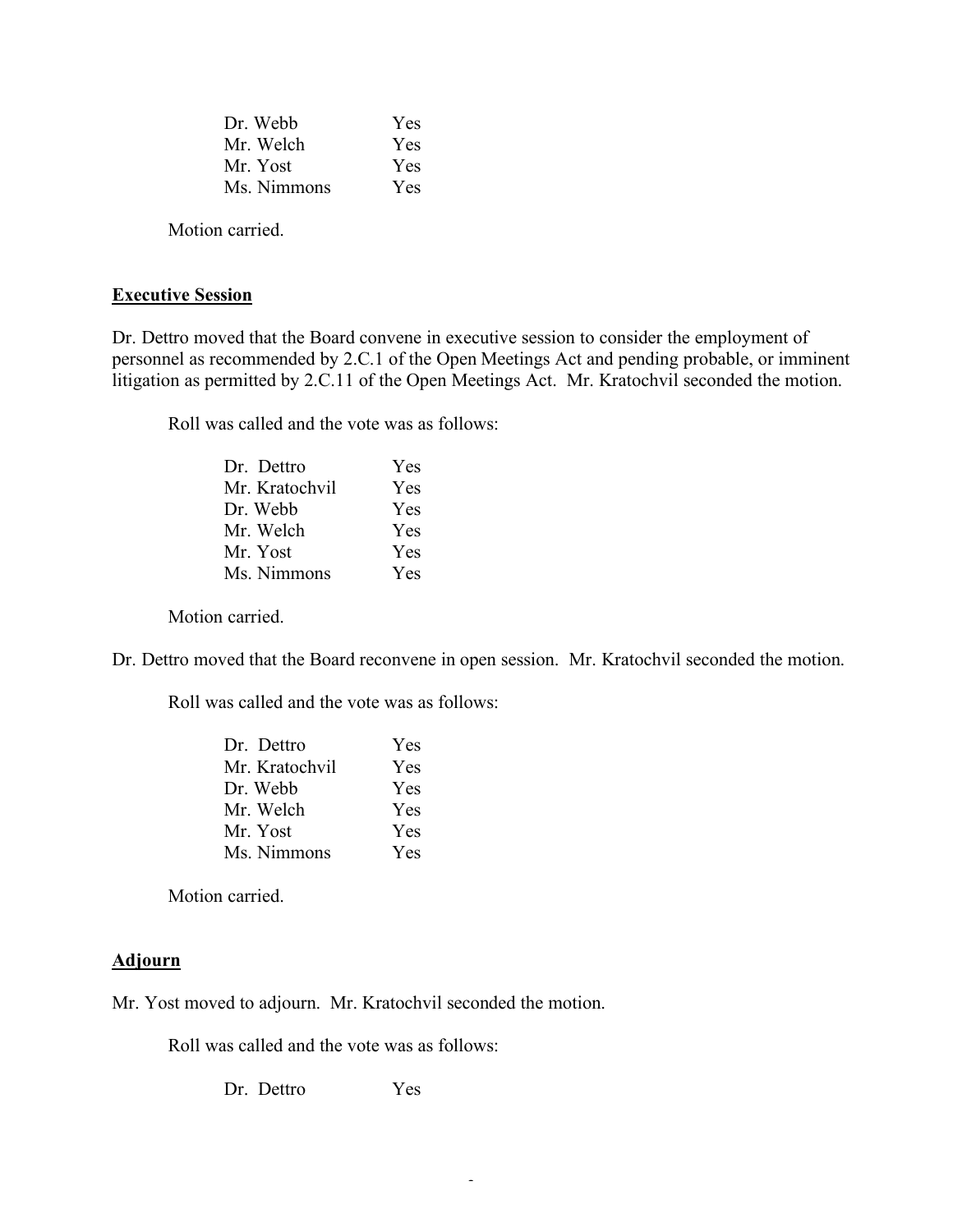| | |
|---|---|
| Dr. Webb | Yes |
| Mr. Welch | Yes |
| Mr. Yost | Yes |
| Ms. Nimmons | Yes |

Motion carried.

**Executive Session**

Dr. Dettro moved that the Board convene in executive session to consider the employment of personnel as recommended by 2.C.1 of the Open Meetings Act and pending probable, or imminent litigation as permitted by 2.C.11 of the Open Meetings Act. Mr. Kratochvil seconded the motion.

Roll was called and the vote was as follows:

| | |
|---|---|
| Dr. Dettro | Yes |
| Mr. Kratochvil | Yes |
| Dr. Webb | Yes |
| Mr. Welch | Yes |
| Mr. Yost | Yes |
| Ms. Nimmons | Yes |

Motion carried.

Dr. Dettro moved that the Board reconvene in open session. Mr. Kratochvil seconded the motion.

Roll was called and the vote was as follows:

| | |
|---|---|
| Dr. Dettro | Yes |
| Mr. Kratochvil | Yes |
| Dr. Webb | Yes |
| Mr. Welch | Yes |
| Mr. Yost | Yes |
| Ms. Nimmons | Yes |

Motion carried.

**Adjourn**

Mr. Yost moved to adjourn. Mr. Kratochvil seconded the motion.

Roll was called and the vote was as follows:

| | |
|---|---|
| Dr. Dettro | Yes |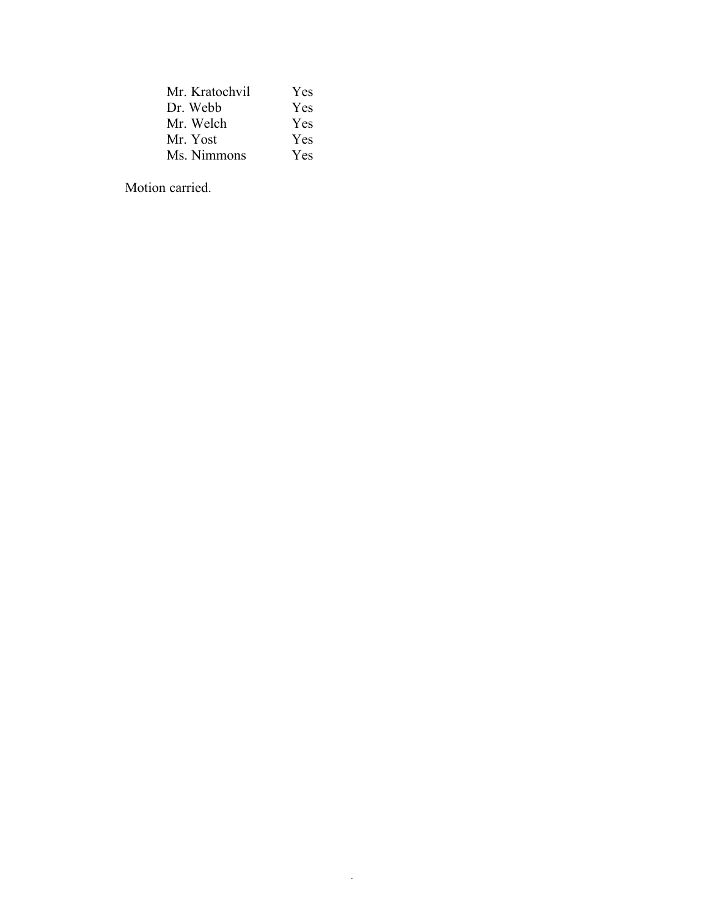| | |
|---|---|
| Mr. Kratochvil | Yes |
| Dr. Webb | Yes |
| Mr. Welch | Yes |
| Mr. Yost | Yes |
| Ms. Nimmons | Yes |

Motion carried.